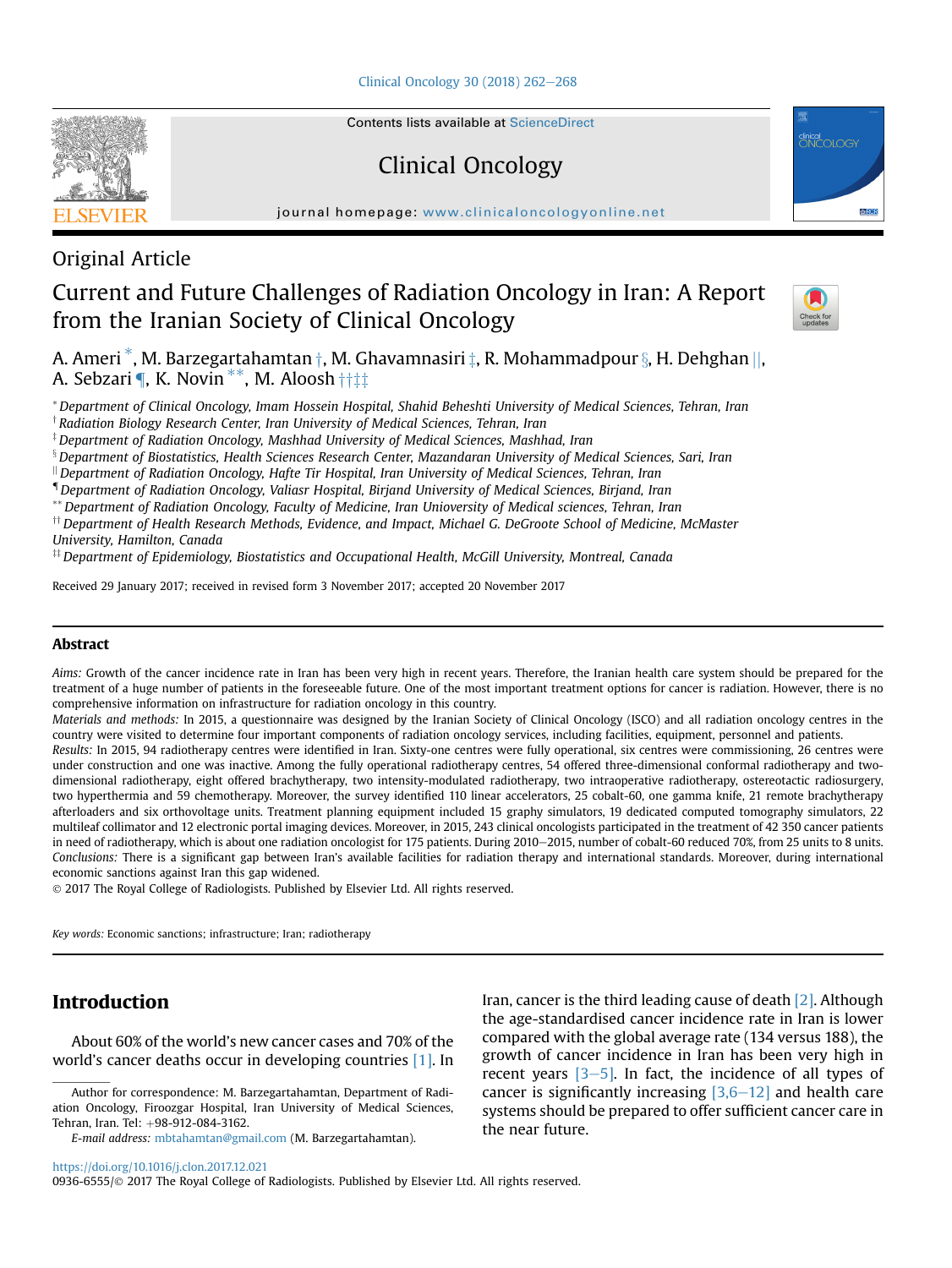Contents lists available at ScienceDirect

Clinical Oncology

journal homepage: www.clinicaloncologyonline.net

Original Article

# Current and Future Challenges of Radiation Oncology in Iran: A Report from the Iranian Society of Clinical Oncology

A. Ameri [*], M. Barzegartahamtan [†], M. Ghavamnasiri [‡], R. Mohammadpour [§], H. Dehghan [||], A. Sebzari [¶], K. Novin [**], M. Aloosh [††‡‡]

[*] Department of Clinical Oncology, Imam Hossein Hospital, Shahid Beheshti University of Medical Sciences, Tehran, Iran
[†] Radiation Biology Research Center, Iran University of Medical Sciences, Tehran, Iran
[‡] Department of Radiation Oncology, Mashhad University of Medical Sciences, Mashhad, Iran
[§] Department of Biostatistics, Health Sciences Research Center, Mazandaran University of Medical Sciences, Sari, Iran
[||] Department of Radiation Oncology, Hafte Tir Hospital, Iran University of Medical Sciences, Tehran, Iran
[¶] Department of Radiation Oncology, Valiasr Hospital, Birjand University of Medical Sciences, Birjand, Iran
[**] Department of Radiation Oncology, Faculty of Medicine, Iran Unioversity of Medical sciences, Tehran, Iran
[††] Department of Health Research Methods, Evidence, and Impact, Michael G. DeGroote School of Medicine, McMaster University, Hamilton, Canada
[‡‡] Department of Epidemiology, Biostatistics and Occupational Health, McGill University, Montreal, Canada

Received 29 January 2017; received in revised form 3 November 2017; accepted 20 November 2017

## Abstract

*Aims:* Growth of the cancer incidence rate in Iran has been very high in recent years. Therefore, the Iranian health care system should be prepared for the treatment of a huge number of patients in the foreseeable future. One of the most important treatment options for cancer is radiation. However, there is no comprehensive information on infrastructure for radiation oncology in this country.

*Materials and methods:* In 2015, a questionnaire was designed by the Iranian Society of Clinical Oncology (ISCO) and all radiation oncology centres in the country were visited to determine four important components of radiation oncology services, including facilities, equipment, personnel and patients.

*Results:* In 2015, 94 radiotherapy centres were identified in Iran. Sixty-one centres were fully operational, six centres were commissioning, 26 centres were under construction and one was inactive. Among the fully operational radiotherapy centres, 54 offered three-dimensional conformal radiotherapy and two-dimensional radiotherapy, eight offered brachytherapy, two intensity-modulated radiotherapy, two intraoperative radiotherapy, ostereotactic radiosurgery, two hyperthermia and 59 chemotherapy. Moreover, the survey identified 110 linear accelerators, 25 cobalt-60, one gamma knife, 21 remote brachytherapy afterloaders and six orthovoltage units. Treatment planning equipment included 15 graphy simulators, 19 dedicated computed tomography simulators, 22 multileaf collimator and 12 electronic portal imaging devices. Moreover, in 2015, 243 clinical oncologists participated in the treatment of 42 350 cancer patients in need of radiotherapy, which is about one radiation oncologist for 175 patients. During 2010–2015, number of cobalt-60 reduced 70%, from 25 units to 8 units.

*Conclusions:* There is a significant gap between Iran's available facilities for radiation therapy and international standards. Moreover, during international economic sanctions against Iran this gap widened.

© 2017 The Royal College of Radiologists. Published by Elsevier Ltd. All rights reserved.

*Key words:* Economic sanctions; infrastructure; Iran; radiotherapy

## Introduction

About 60% of the world's new cancer cases and 70% of the world's cancer deaths occur in developing countries [1]. In Iran, cancer is the third leading cause of death [2]. Although the age-standardised cancer incidence rate in Iran is lower compared with the global average rate (134 versus 188), the growth of cancer incidence in Iran has been very high in recent years [3–5]. In fact, the incidence of all types of cancer is significantly increasing [3,6–12] and health care systems should be prepared to offer sufficient cancer care in the near future.

Author for correspondence: M. Barzegartahamtan, Department of Radiation Oncology, Firoozgar Hospital, Iran University of Medical Sciences, Tehran, Iran. Tel: +98-912-084-3162.

*E-mail address:* mbtahamtan@gmail.com (M. Barzegartahamtan).

https://doi.org/10.1016/j.clon.2017.12.021

0936-6555/© 2017 The Royal College of Radiologists. Published by Elsevier Ltd. All rights reserved.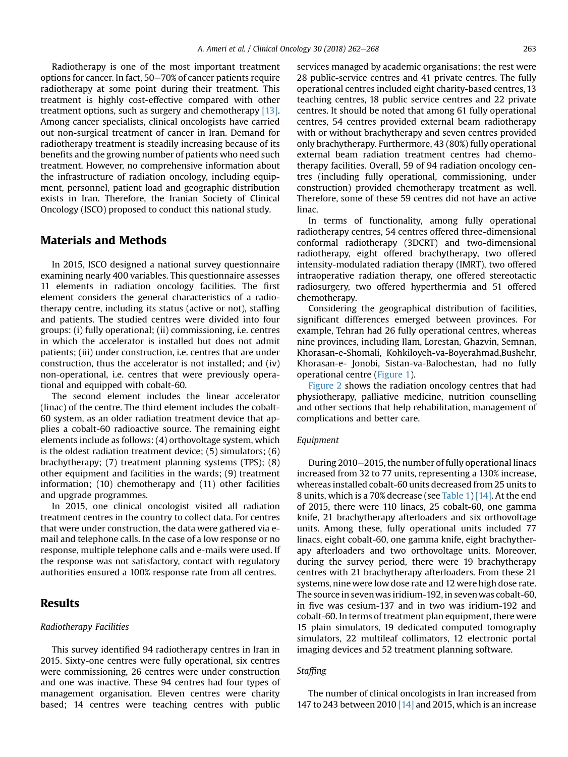Radiotherapy is one of the most important treatment options for cancer. In fact, 50–70% of cancer patients require radiotherapy at some point during their treatment. This treatment is highly cost-effective compared with other treatment options, such as surgery and chemotherapy [13]. Among cancer specialists, clinical oncologists have carried out non-surgical treatment of cancer in Iran. Demand for radiotherapy treatment is steadily increasing because of its benefits and the growing number of patients who need such treatment. However, no comprehensive information about the infrastructure of radiation oncology, including equipment, personnel, patient load and geographic distribution exists in Iran. Therefore, the Iranian Society of Clinical Oncology (ISCO) proposed to conduct this national study.

## Materials and Methods

In 2015, ISCO designed a national survey questionnaire examining nearly 400 variables. This questionnaire assesses 11 elements in radiation oncology facilities. The first element considers the general characteristics of a radiotherapy centre, including its status (active or not), staffing and patients. The studied centres were divided into four groups: (i) fully operational; (ii) commissioning, i.e. centres in which the accelerator is installed but does not admit patients; (iii) under construction, i.e. centres that are under construction, thus the accelerator is not installed; and (iv) non-operational, i.e. centres that were previously operational and equipped with cobalt-60.

The second element includes the linear accelerator (linac) of the centre. The third element includes the cobalt-60 system, as an older radiation treatment device that applies a cobalt-60 radioactive source. The remaining eight elements include as follows: (4) orthovoltage system, which is the oldest radiation treatment device; (5) simulators; (6) brachytherapy; (7) treatment planning systems (TPS); (8) other equipment and facilities in the wards; (9) treatment information; (10) chemotherapy and (11) other facilities and upgrade programmes.

In 2015, one clinical oncologist visited all radiation treatment centres in the country to collect data. For centres that were under construction, the data were gathered via e-mail and telephone calls. In the case of a low response or no response, multiple telephone calls and e-mails were used. If the response was not satisfactory, contact with regulatory authorities ensured a 100% response rate from all centres.

## Results

### *Radiotherapy Facilities*

This survey identified 94 radiotherapy centres in Iran in 2015. Sixty-one centres were fully operational, six centres were commissioning, 26 centres were under construction and one was inactive. These 94 centres had four types of management organisation. Eleven centres were charity based; 14 centres were teaching centres with public services managed by academic organisations; the rest were 28 public-service centres and 41 private centres. The fully operational centres included eight charity-based centres, 13 teaching centres, 18 public service centres and 22 private centres. It should be noted that among 61 fully operational centres, 54 centres provided external beam radiotherapy with or without brachytherapy and seven centres provided only brachytherapy. Furthermore, 43 (80%) fully operational external beam radiation treatment centres had chemotherapy facilities. Overall, 59 of 94 radiation oncology centres (including fully operational, commissioning, under construction) provided chemotherapy treatment as well. Therefore, some of these 59 centres did not have an active linac.

In terms of functionality, among fully operational radiotherapy centres, 54 centres offered three-dimensional conformal radiotherapy (3DCRT) and two-dimensional radiotherapy, eight offered brachytherapy, two offered intensity-modulated radiation therapy (IMRT), two offered intraoperative radiation therapy, one offered stereotactic radiosurgery, two offered hyperthermia and 51 offered chemotherapy.

Considering the geographical distribution of facilities, significant differences emerged between provinces. For example, Tehran had 26 fully operational centres, whereas nine provinces, including Ilam, Lorestan, Ghazvin, Semnan, Khorasan-e-Shomali, Kohkiloyeh-va-Boyerahmad,Bushehr, Khorasan-e- Jonobi, Sistan-va-Balochestan, had no fully operational centre (Figure 1).

Figure 2 shows the radiation oncology centres that had physiotherapy, palliative medicine, nutrition counselling and other sections that help rehabilitation, management of complications and better care.

### *Equipment*

During 2010–2015, the number of fully operational linacs increased from 32 to 77 units, representing a 130% increase, whereas installed cobalt-60 units decreased from 25 units to 8 units, which is a 70% decrease (see Table 1) [14]. At the end of 2015, there were 110 linacs, 25 cobalt-60, one gamma knife, 21 brachytherapy afterloaders and six orthovoltage units. Among these, fully operational units included 77 linacs, eight cobalt-60, one gamma knife, eight brachytherapy afterloaders and two orthovoltage units. Moreover, during the survey period, there were 19 brachytherapy centres with 21 brachytherapy afterloaders. From these 21 systems, nine were low dose rate and 12 were high dose rate. The source in seven was iridium-192, in seven was cobalt-60, in five was cesium-137 and in two was iridium-192 and cobalt-60. In terms of treatment plan equipment, there were 15 plain simulators, 19 dedicated computed tomography simulators, 22 multileaf collimators, 12 electronic portal imaging devices and 52 treatment planning software.

### *Staffing*

The number of clinical oncologists in Iran increased from 147 to 243 between 2010 [14] and 2015, which is an increase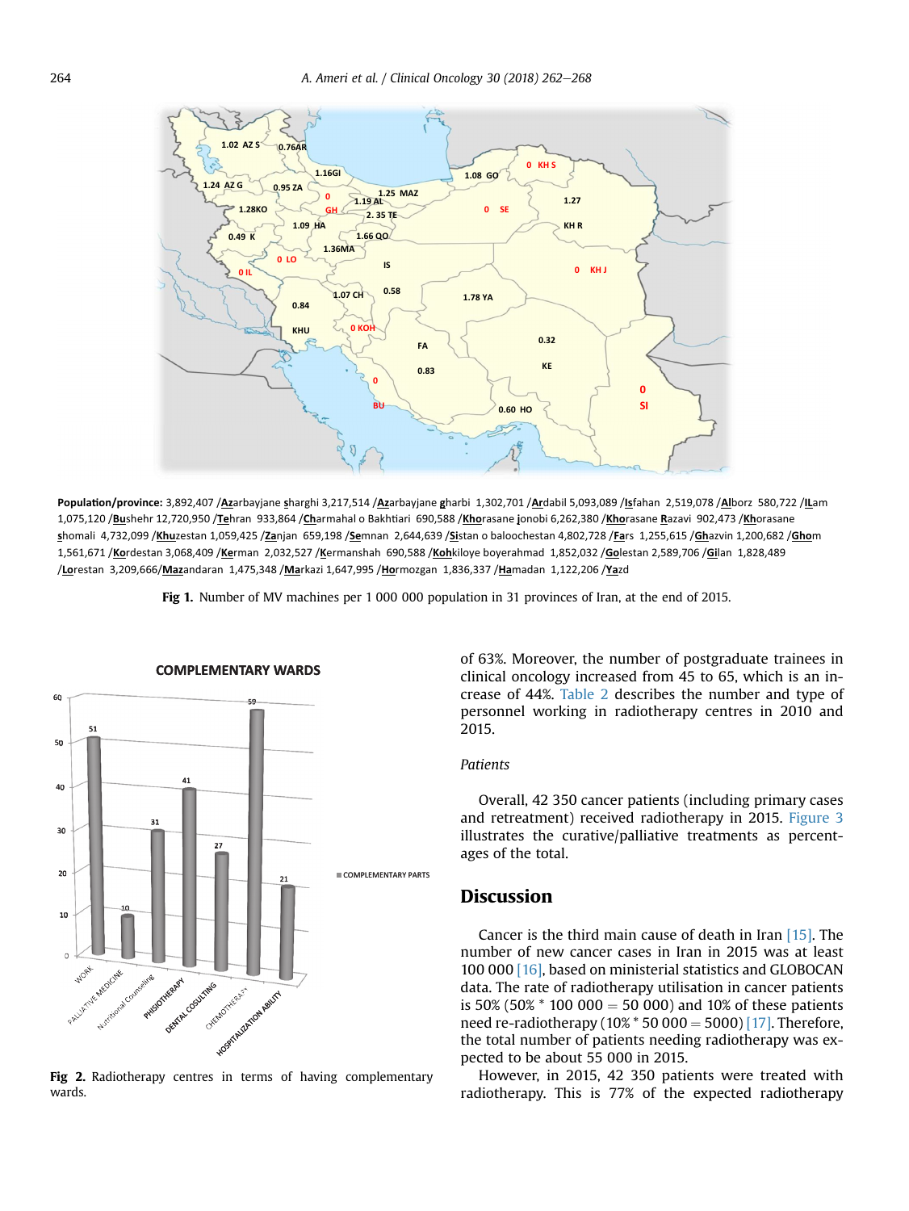**Population/province:** 3,892,407 /**Az**arbayjane **s**harghi 3,217,514 /**Az**arbayjane **g**harbi 1,302,701 /**Ar**dabil 5,093,089 /**Is**fahan 2,519,078 /**Al**borz 580,722 /**IL**am 1,075,120 /**Bu**shehr 12,720,950 /**Te**hran 933,864 /**Ch**armahal o Bakhtiari 690,588 /**Kh**orasane **j**onobi 6,262,380 /**Kh**orasane **R**azavi 902,473 /**Kh**orasane **s**homali 4,732,099 /**Khu**zestan 1,059,425 /**Za**njan 659,198 /**Se**mnan 2,644,639 /**Si**stan o baloochestan 4,802,728 /**Fa**rs 1,255,615 /**Gh**azvin 1,200,682 /**Gho**m 1,561,671 /**Ko**rdestan 3,068,409 /**Ke**rman 2,032,527 /**K**ermanshah 690,588 /**Koh**kiloye boyerahmad 1,852,032 /**Go**lestan 2,589,706 /**Gi**lan 1,828,489 /**Lo**restan 3,209,666/**Maz**andaran 1,475,348 /**Ma**rkazi 1,647,995 /**Ho**rmozgan 1,836,337 /**Ha**madan 1,122,206 /**Ya**zd

**Fig 1.** Number of MV machines per 1 000 000 population in 31 provinces of Iran, at the end of 2015.

**Fig 2.** Radiotherapy centres in terms of having complementary wards.

of 63%. Moreover, the number of postgraduate trainees in clinical oncology increased from 45 to 65, which is an increase of 44%. Table 2 describes the number and type of personnel working in radiotherapy centres in 2010 and 2015.

*Patients*

Overall, 42 350 cancer patients (including primary cases and retreatment) received radiotherapy in 2015. Figure 3 illustrates the curative/palliative treatments as percentages of the total.

## Discussion

Cancer is the third main cause of death in Iran [15]. The number of new cancer cases in Iran in 2015 was at least 100 000 [16], based on ministerial statistics and GLOBOCAN data. The rate of radiotherapy utilisation in cancer patients is 50% (50% * 100 000 = 50 000) and 10% of these patients need re-radiotherapy (10% * 50 000 = 5000) [17]. Therefore, the total number of patients needing radiotherapy was expected to be about 55 000 in 2015.

However, in 2015, 42 350 patients were treated with radiotherapy. This is 77% of the expected radiotherapy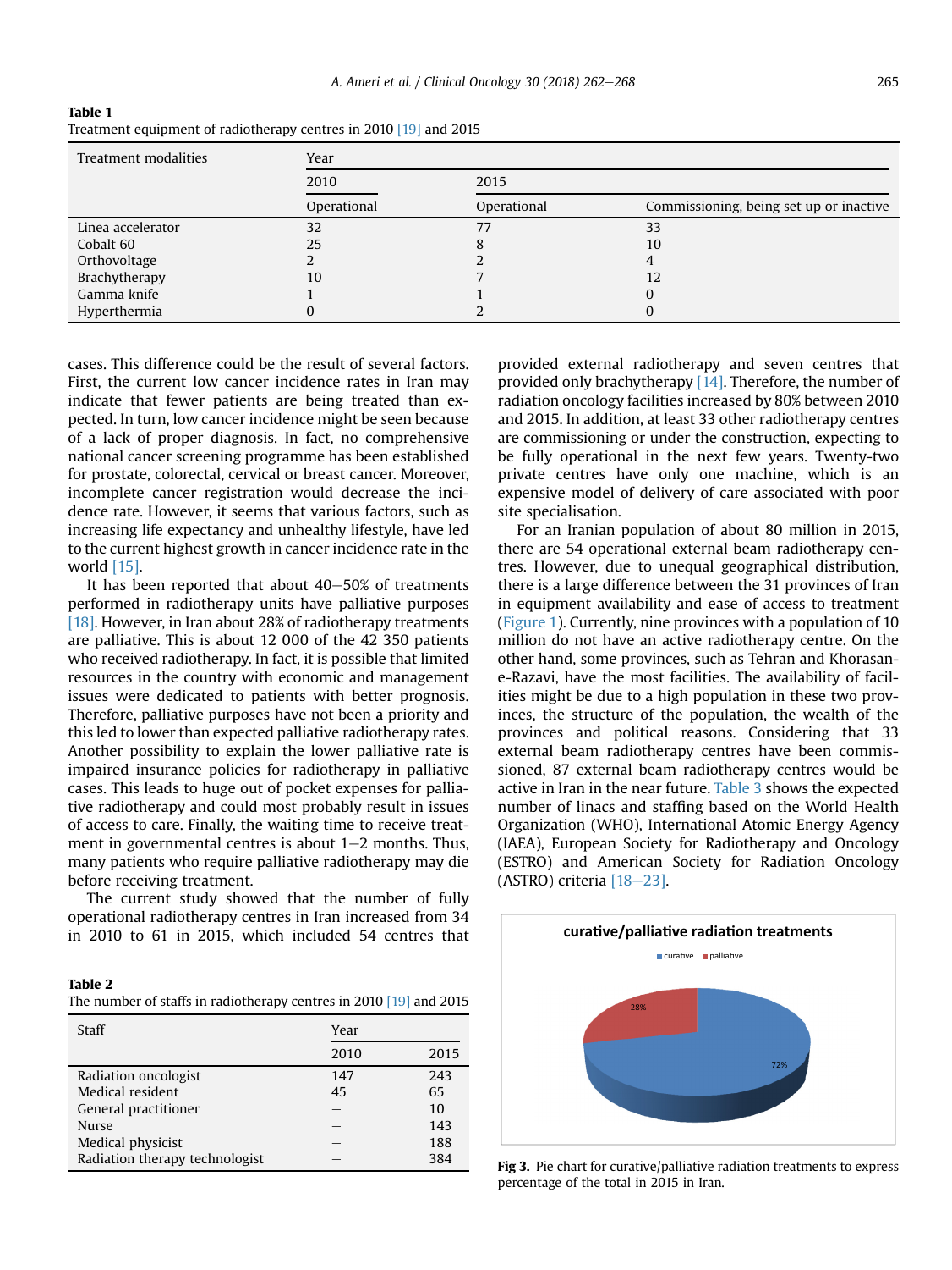**Table 1**
Treatment equipment of radiotherapy centres in 2010 [19] and 2015

| Treatment modalities | Year | | |
|---|---|---|---|
| | 2010 | 2015 | |
| | Operational | Operational | Commissioning, being set up or inactive |
| Linea accelerator | 32 | 77 | 33 |
| Cobalt 60 | 25 | 8 | 10 |
| Orthovoltage | 2 | 2 | 4 |
| Brachytherapy | 10 | 7 | 12 |
| Gamma knife | 1 | 1 | 0 |
| Hyperthermia | 0 | 2 | 0 |

cases. This difference could be the result of several factors. First, the current low cancer incidence rates in Iran may indicate that fewer patients are being treated than expected. In turn, low cancer incidence might be seen because of a lack of proper diagnosis. In fact, no comprehensive national cancer screening programme has been established for prostate, colorectal, cervical or breast cancer. Moreover, incomplete cancer registration would decrease the incidence rate. However, it seems that various factors, such as increasing life expectancy and unhealthy lifestyle, have led to the current highest growth in cancer incidence rate in the world [15].

It has been reported that about 40–50% of treatments performed in radiotherapy units have palliative purposes [18]. However, in Iran about 28% of radiotherapy treatments are palliative. This is about 12 000 of the 42 350 patients who received radiotherapy. In fact, it is possible that limited resources in the country with economic and management issues were dedicated to patients with better prognosis. Therefore, palliative purposes have not been a priority and this led to lower than expected palliative radiotherapy rates. Another possibility to explain the lower palliative rate is impaired insurance policies for radiotherapy in palliative cases. This leads to huge out of pocket expenses for palliative radiotherapy and could most probably result in issues of access to care. Finally, the waiting time to receive treatment in governmental centres is about 1–2 months. Thus, many patients who require palliative radiotherapy may die before receiving treatment.

The current study showed that the number of fully operational radiotherapy centres in Iran increased from 34 in 2010 to 61 in 2015, which included 54 centres that provided external radiotherapy and seven centres that provided only brachytherapy [14]. Therefore, the number of radiation oncology facilities increased by 80% between 2010 and 2015. In addition, at least 33 other radiotherapy centres are commissioning or under the construction, expecting to be fully operational in the next few years. Twenty-two private centres have only one machine, which is an expensive model of delivery of care associated with poor site specialisation.

For an Iranian population of about 80 million in 2015, there are 54 operational external beam radiotherapy centres. However, due to unequal geographical distribution, there is a large difference between the 31 provinces of Iran in equipment availability and ease of access to treatment (Figure 1). Currently, nine provinces with a population of 10 million do not have an active radiotherapy centre. On the other hand, some provinces, such as Tehran and Khorasan-e-Razavi, have the most facilities. The availability of facilities might be due to a high population in these two provinces, the structure of the population, the wealth of the provinces and political reasons. Considering that 33 external beam radiotherapy centres have been commissioned, 87 external beam radiotherapy centres would be active in Iran in the near future. Table 3 shows the expected number of linacs and staffing based on the World Health Organization (WHO), International Atomic Energy Agency (IAEA), European Society for Radiotherapy and Oncology (ESTRO) and American Society for Radiation Oncology (ASTRO) criteria [18–23].

**Table 2**
The number of staffs in radiotherapy centres in 2010 [19] and 2015

| Staff | Year | |
|---|---|---|
| | 2010 | 2015 |
| Radiation oncologist | 147 | 243 |
| Medical resident | 45 | 65 |
| General practitioner | – | 10 |
| Nurse | – | 143 |
| Medical physicist | – | 188 |
| Radiation therapy technologist | – | 384 |

**Fig 3.** Pie chart for curative/palliative radiation treatments to express percentage of the total in 2015 in Iran.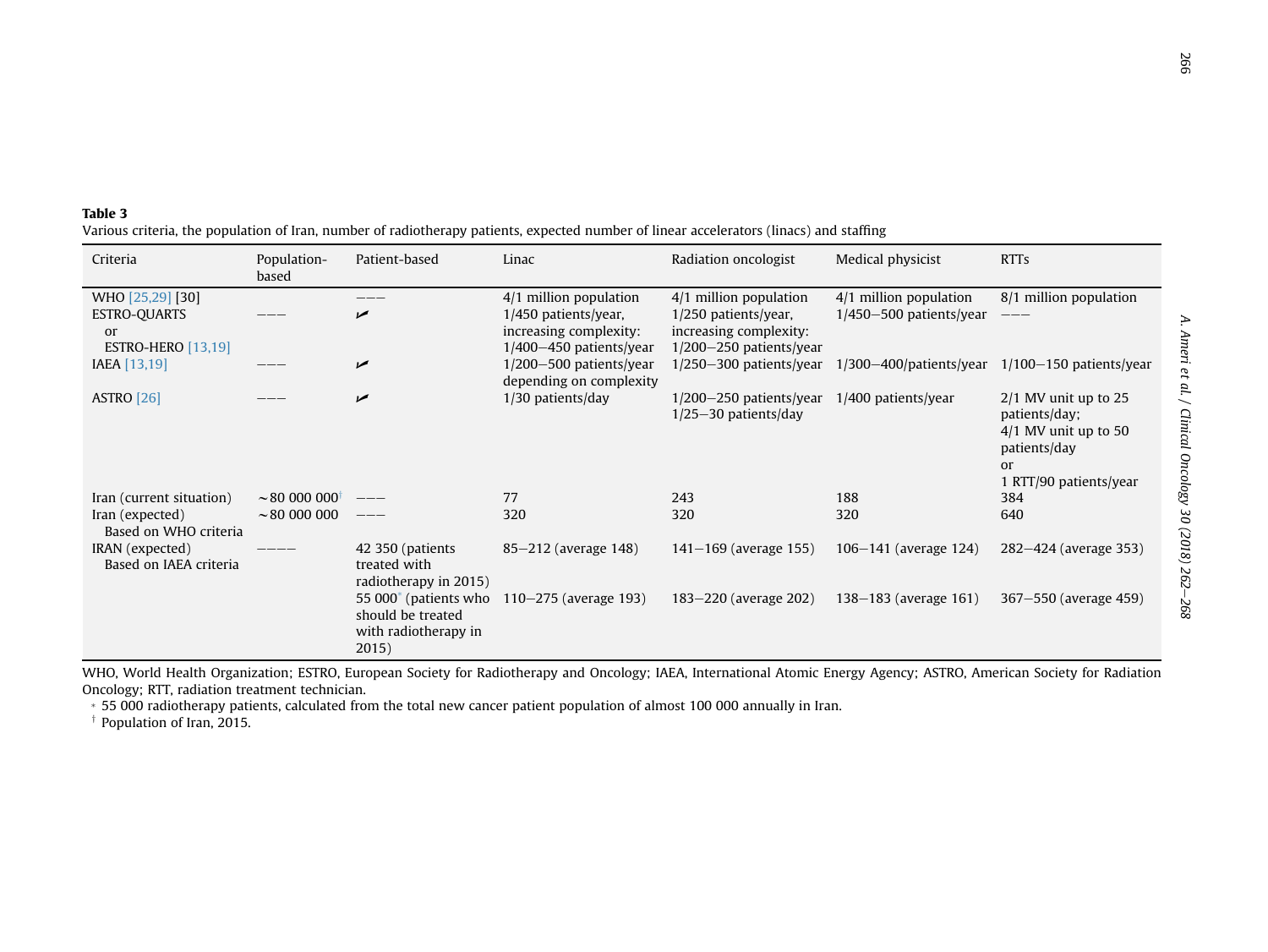**Table 3**

Various criteria, the population of Iran, number of radiotherapy patients, expected number of linear accelerators (linacs) and staffing

| Criteria | Population-based | Patient-based | Linac | Radiation oncologist | Medical physicist | RTTs |
|---|---|---|---|---|---|---|
| WHO [25,29] [30] | | ——— | 4/1 million population | 4/1 million population | 4/1 million population | 8/1 million population |
| ESTRO-QUARTS or ESTRO-HERO [13,19] | ——— | ✓ | 1/450 patients/year, increasing complexity: 1/400–450 patients/year | 1/250 patients/year, increasing complexity: 1/200–250 patients/year | 1/450–500 patients/year | ——— |
| IAEA [13,19] | ——— | ✓ | 1/200–500 patients/year depending on complexity | 1/250–300 patients/year | 1/300–400/patients/year | 1/100–150 patients/year |
| ASTRO [26] | ——— | ✓ | 1/30 patients/day | 1/200–250 patients/year 1/25–30 patients/day | 1/400 patients/year | 2/1 MV unit up to 25 patients/day; 4/1 MV unit up to 50 patients/day or 1 RTT/90 patients/year |
| Iran (current situation) | ~80 000 000[†] | ——— | 77 | 243 | 188 | 384 |
| Iran (expected) Based on WHO criteria | ~80 000 000 | ——— | 320 | 320 | 320 | 640 |
| IRAN (expected) Based on IAEA criteria | ———— | 42 350 (patients treated with radiotherapy in 2015) | 85–212 (average 148) | 141–169 (average 155) | 106–141 (average 124) | 282–424 (average 353) |
| | | 55 000[*] (patients who should be treated with radiotherapy in 2015) | 110–275 (average 193) | 183–220 (average 202) | 138–183 (average 161) | 367–550 (average 459) |

WHO, World Health Organization; ESTRO, European Society for Radiotherapy and Oncology; IAEA, International Atomic Energy Agency; ASTRO, American Society for Radiation Oncology; RTT, radiation treatment technician.

[*] 55 000 radiotherapy patients, calculated from the total new cancer patient population of almost 100 000 annually in Iran.

[†] Population of Iran, 2015.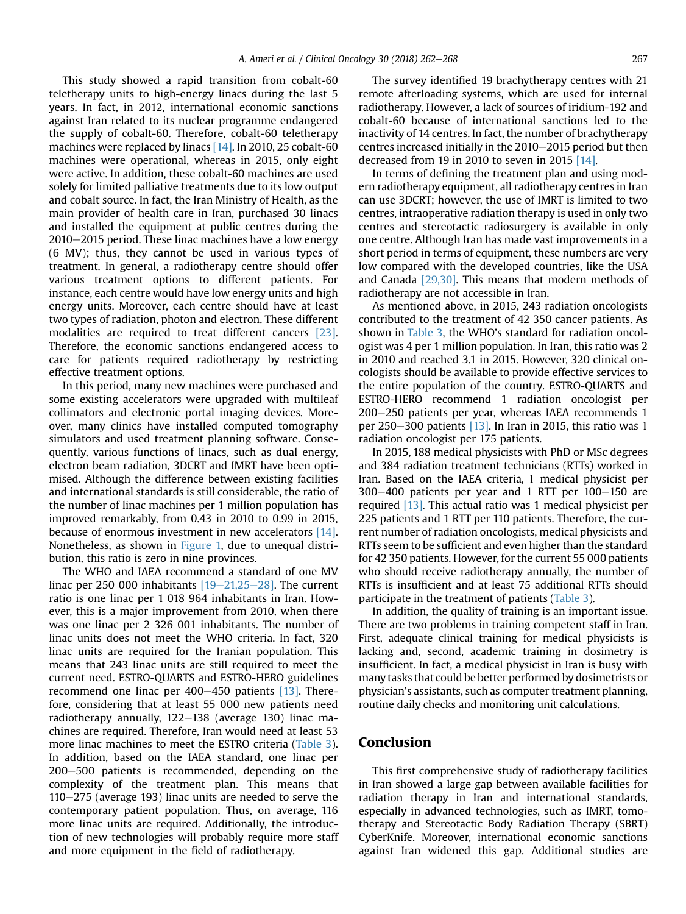This study showed a rapid transition from cobalt-60 teletherapy units to high-energy linacs during the last 5 years. In fact, in 2012, international economic sanctions against Iran related to its nuclear programme endangered the supply of cobalt-60. Therefore, cobalt-60 teletherapy machines were replaced by linacs [14]. In 2010, 25 cobalt-60 machines were operational, whereas in 2015, only eight were active. In addition, these cobalt-60 machines are used solely for limited palliative treatments due to its low output and cobalt source. In fact, the Iran Ministry of Health, as the main provider of health care in Iran, purchased 30 linacs and installed the equipment at public centres during the 2010–2015 period. These linac machines have a low energy (6 MV); thus, they cannot be used in various types of treatment. In general, a radiotherapy centre should offer various treatment options to different patients. For instance, each centre would have low energy units and high energy units. Moreover, each centre should have at least two types of radiation, photon and electron. These different modalities are required to treat different cancers [23]. Therefore, the economic sanctions endangered access to care for patients required radiotherapy by restricting effective treatment options.

In this period, many new machines were purchased and some existing accelerators were upgraded with multileaf collimators and electronic portal imaging devices. Moreover, many clinics have installed computed tomography simulators and used treatment planning software. Consequently, various functions of linacs, such as dual energy, electron beam radiation, 3DCRT and IMRT have been optimised. Although the difference between existing facilities and international standards is still considerable, the ratio of the number of linac machines per 1 million population has improved remarkably, from 0.43 in 2010 to 0.99 in 2015, because of enormous investment in new accelerators [14]. Nonetheless, as shown in Figure 1, due to unequal distribution, this ratio is zero in nine provinces.

The WHO and IAEA recommend a standard of one MV linac per 250 000 inhabitants [19–21,25–28]. The current ratio is one linac per 1 018 964 inhabitants in Iran. However, this is a major improvement from 2010, when there was one linac per 2 326 001 inhabitants. The number of linac units does not meet the WHO criteria. In fact, 320 linac units are required for the Iranian population. This means that 243 linac units are still required to meet the current need. ESTRO-QUARTS and ESTRO-HERO guidelines recommend one linac per 400–450 patients [13]. Therefore, considering that at least 55 000 new patients need radiotherapy annually, 122–138 (average 130) linac machines are required. Therefore, Iran would need at least 53 more linac machines to meet the ESTRO criteria (Table 3). In addition, based on the IAEA standard, one linac per 200–500 patients is recommended, depending on the complexity of the treatment plan. This means that 110–275 (average 193) linac units are needed to serve the contemporary patient population. Thus, on average, 116 more linac units are required. Additionally, the introduction of new technologies will probably require more staff and more equipment in the field of radiotherapy.

The survey identified 19 brachytherapy centres with 21 remote afterloading systems, which are used for internal radiotherapy. However, a lack of sources of iridium-192 and cobalt-60 because of international sanctions led to the inactivity of 14 centres. In fact, the number of brachytherapy centres increased initially in the 2010–2015 period but then decreased from 19 in 2010 to seven in 2015 [14].

In terms of defining the treatment plan and using modern radiotherapy equipment, all radiotherapy centres in Iran can use 3DCRT; however, the use of IMRT is limited to two centres, intraoperative radiation therapy is used in only two centres and stereotactic radiosurgery is available in only one centre. Although Iran has made vast improvements in a short period in terms of equipment, these numbers are very low compared with the developed countries, like the USA and Canada [29,30]. This means that modern methods of radiotherapy are not accessible in Iran.

As mentioned above, in 2015, 243 radiation oncologists contributed to the treatment of 42 350 cancer patients. As shown in Table 3, the WHO's standard for radiation oncologist was 4 per 1 million population. In Iran, this ratio was 2 in 2010 and reached 3.1 in 2015. However, 320 clinical oncologists should be available to provide effective services to the entire population of the country. ESTRO-QUARTS and ESTRO-HERO recommend 1 radiation oncologist per 200–250 patients per year, whereas IAEA recommends 1 per 250–300 patients [13]. In Iran in 2015, this ratio was 1 radiation oncologist per 175 patients.

In 2015, 188 medical physicists with PhD or MSc degrees and 384 radiation treatment technicians (RTTs) worked in Iran. Based on the IAEA criteria, 1 medical physicist per 300–400 patients per year and 1 RTT per 100–150 are required [13]. This actual ratio was 1 medical physicist per 225 patients and 1 RTT per 110 patients. Therefore, the current number of radiation oncologists, medical physicists and RTTs seem to be sufficient and even higher than the standard for 42 350 patients. However, for the current 55 000 patients who should receive radiotherapy annually, the number of RTTs is insufficient and at least 75 additional RTTs should participate in the treatment of patients (Table 3).

In addition, the quality of training is an important issue. There are two problems in training competent staff in Iran. First, adequate clinical training for medical physicists is lacking and, second, academic training in dosimetry is insufficient. In fact, a medical physicist in Iran is busy with many tasks that could be better performed by dosimetrists or physician's assistants, such as computer treatment planning, routine daily checks and monitoring unit calculations.

## Conclusion

This first comprehensive study of radiotherapy facilities in Iran showed a large gap between available facilities for radiation therapy in Iran and international standards, especially in advanced technologies, such as IMRT, tomotherapy and Stereotactic Body Radiation Therapy (SBRT) CyberKnife. Moreover, international economic sanctions against Iran widened this gap. Additional studies are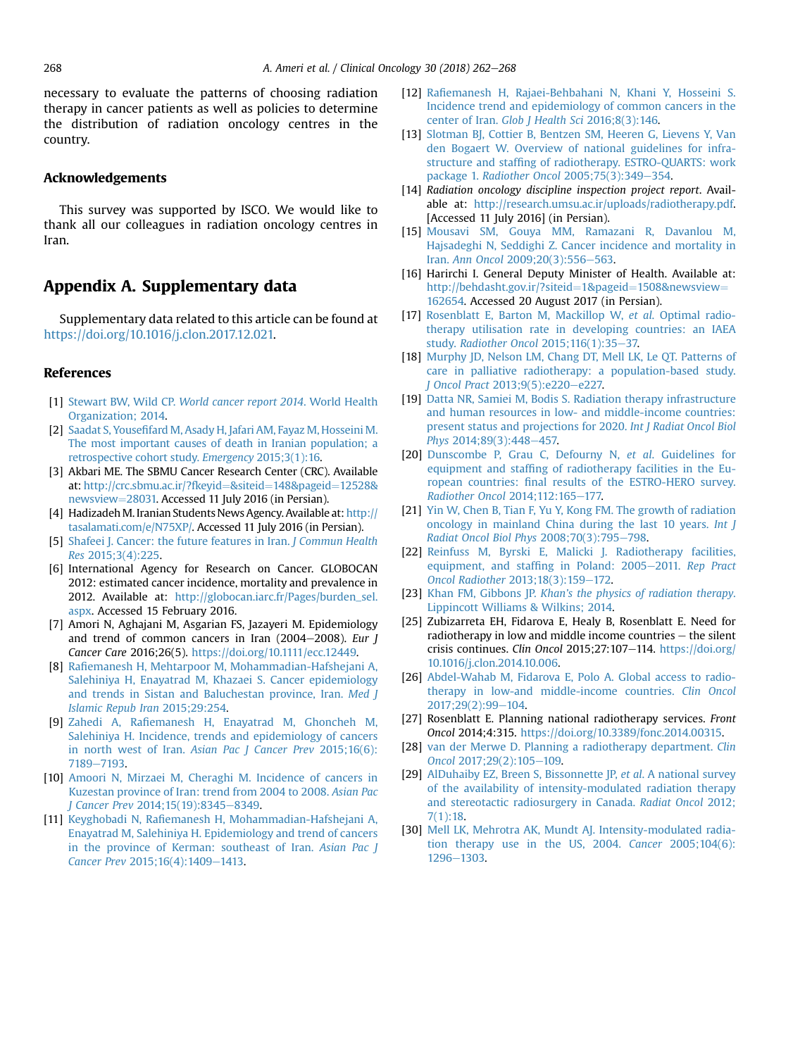necessary to evaluate the patterns of choosing radiation therapy in cancer patients as well as policies to determine the distribution of radiation oncology centres in the country.

## Acknowledgements

This survey was supported by ISCO. We would like to thank all our colleagues in radiation oncology centres in Iran.

# Appendix A. Supplementary data

Supplementary data related to this article can be found at https://doi.org/10.1016/j.clon.2017.12.021.

## References

[1] Stewart BW, Wild CP. *World cancer report 2014*. World Health Organization; 2014.

[2] Saadat S, Yousefifard M, Asady H, Jafari AM, Fayaz M, Hosseini M. The most important causes of death in Iranian population; a retrospective cohort study. *Emergency* 2015;3(1):16.

[3] Akbari ME. The SBMU Cancer Research Center (CRC). Available at: http://crc.sbmu.ac.ir/?fkeyid=&siteid=148&pageid=12528&newsview=28031. Accessed 11 July 2016 (in Persian).

[4] Hadizadeh M. Iranian Students News Agency. Available at: http://tasalamati.com/e/N75XP/. Accessed 11 July 2016 (in Persian).

[5] Shafeei J. Cancer: the future features in Iran. *J Commun Health Res* 2015;3(4):225.

[6] International Agency for Research on Cancer. GLOBOCAN 2012: estimated cancer incidence, mortality and prevalence in 2012. Available at: http://globocan.iarc.fr/Pages/burden_sel.aspx. Accessed 15 February 2016.

[7] Amori N, Aghajani M, Asgarian FS, Jazayeri M. Epidemiology and trend of common cancers in Iran (2004–2008). *Eur J Cancer Care* 2016;26(5). https://doi.org/10.1111/ecc.12449.

[8] Rafiemanesh H, Mehtarpoor M, Mohammadian-Hafshejani A, Salehiniya H, Enayatrad M, Khazaei S. Cancer epidemiology and trends in Sistan and Baluchestan province, Iran. *Med J Islamic Repub Iran* 2015;29:254.

[9] Zahedi A, Rafiemanesh H, Enayatrad M, Ghoncheh M, Salehiniya H. Incidence, trends and epidemiology of cancers in north west of Iran. *Asian Pac J Cancer Prev* 2015;16(6):7189–7193.

[10] Amoori N, Mirzaei M, Cheraghi M. Incidence of cancers in Kuzestan province of Iran: trend from 2004 to 2008. *Asian Pac J Cancer Prev* 2014;15(19):8345–8349.

[11] Keyghobadi N, Rafiemanesh H, Mohammadian-Hafshejani A, Enayatrad M, Salehiniya H. Epidemiology and trend of cancers in the province of Kerman: southeast of Iran. *Asian Pac J Cancer Prev* 2015;16(4):1409–1413.

[12] Rafiemanesh H, Rajaei-Behbahani N, Khani Y, Hosseini S. Incidence trend and epidemiology of common cancers in the center of Iran. *Glob J Health Sci* 2016;8(3):146.

[13] Slotman BJ, Cottier B, Bentzen SM, Heeren G, Lievens Y, Van den Bogaert W. Overview of national guidelines for infrastructure and staffing of radiotherapy. ESTRO-QUARTS: work package 1. *Radiother Oncol* 2005;75(3):349–354.

[14] *Radiation oncology discipline inspection project report*. Available at: http://research.umsu.ac.ir/uploads/radiotherapy.pdf. [Accessed 11 July 2016] (in Persian).

[15] Mousavi SM, Gouya MM, Ramazani R, Davanlou M, Hajsadeghi N, Seddighi Z. Cancer incidence and mortality in Iran. *Ann Oncol* 2009;20(3):556–563.

[16] Harirchi I. General Deputy Minister of Health. Available at: http://behdasht.gov.ir/?siteid=1&pageid=1508&newsview=162654. Accessed 20 August 2017 (in Persian).

[17] Rosenblatt E, Barton M, Mackillop W, *et al.* Optimal radiotherapy utilisation rate in developing countries: an IAEA study. *Radiother Oncol* 2015;116(1):35–37.

[18] Murphy JD, Nelson LM, Chang DT, Mell LK, Le QT. Patterns of care in palliative radiotherapy: a population-based study. *J Oncol Pract* 2013;9(5):e220–e227.

[19] Datta NR, Samiei M, Bodis S. Radiation therapy infrastructure and human resources in low- and middle-income countries: present status and projections for 2020. *Int J Radiat Oncol Biol Phys* 2014;89(3):448–457.

[20] Dunscombe P, Grau C, Defourny N, *et al.* Guidelines for equipment and staffing of radiotherapy facilities in the European countries: final results of the ESTRO-HERO survey. *Radiother Oncol* 2014;112:165–177.

[21] Yin W, Chen B, Tian F, Yu Y, Kong FM. The growth of radiation oncology in mainland China during the last 10 years. *Int J Radiat Oncol Biol Phys* 2008;70(3):795–798.

[22] Reinfuss M, Byrski E, Malicki J. Radiotherapy facilities, equipment, and staffing in Poland: 2005–2011. *Rep Pract Oncol Radiother* 2013;18(3):159–172.

[23] Khan FM, Gibbons JP. *Khan's the physics of radiation therapy*. Lippincott Williams & Wilkins; 2014.

[25] Zubizarreta EH, Fidarova E, Healy B, Rosenblatt E. Need for radiotherapy in low and middle income countries – the silent crisis continues. *Clin Oncol* 2015;27:107–114. https://doi.org/10.1016/j.clon.2014.10.006.

[26] Abdel-Wahab M, Fidarova E, Polo A. Global access to radiotherapy in low-and middle-income countries. *Clin Oncol* 2017;29(2):99–104.

[27] Rosenblatt E. Planning national radiotherapy services. *Front Oncol* 2014;4:315. https://doi.org/10.3389/fonc.2014.00315.

[28] van der Merwe D. Planning a radiotherapy department. *Clin Oncol* 2017;29(2):105–109.

[29] AlDuhaiby EZ, Breen S, Bissonnette JP, *et al.* A national survey of the availability of intensity-modulated radiation therapy and stereotactic radiosurgery in Canada. *Radiat Oncol* 2012;7(1):18.

[30] Mell LK, Mehrotra AK, Mundt AJ. Intensity-modulated radiation therapy use in the US, 2004. *Cancer* 2005;104(6):1296–1303.